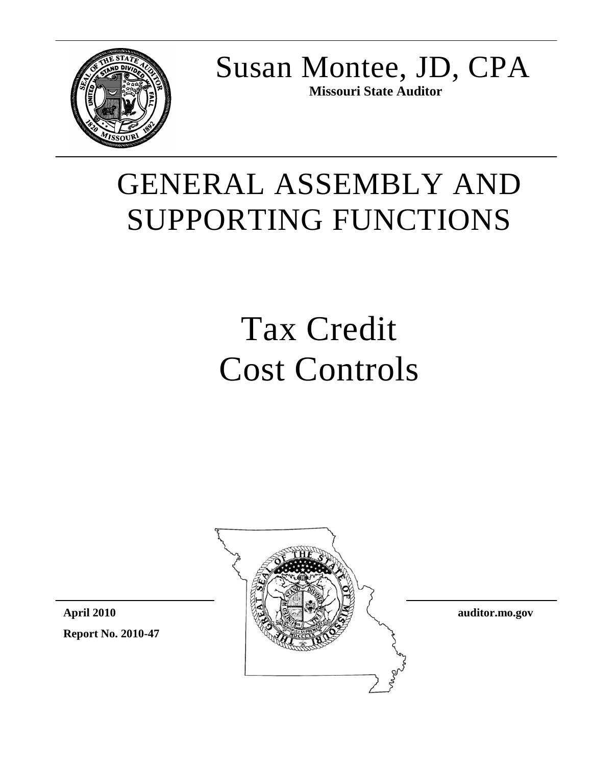# Susan Montee, JD, CPA

**Missouri State Auditor**

# GENERAL ASSEMBLY AND SUPPORTING FUNCTIONS

# Tax Credit Cost Controls

**April 2010**

**Report No. 2010-47**

**auditor.mo.gov**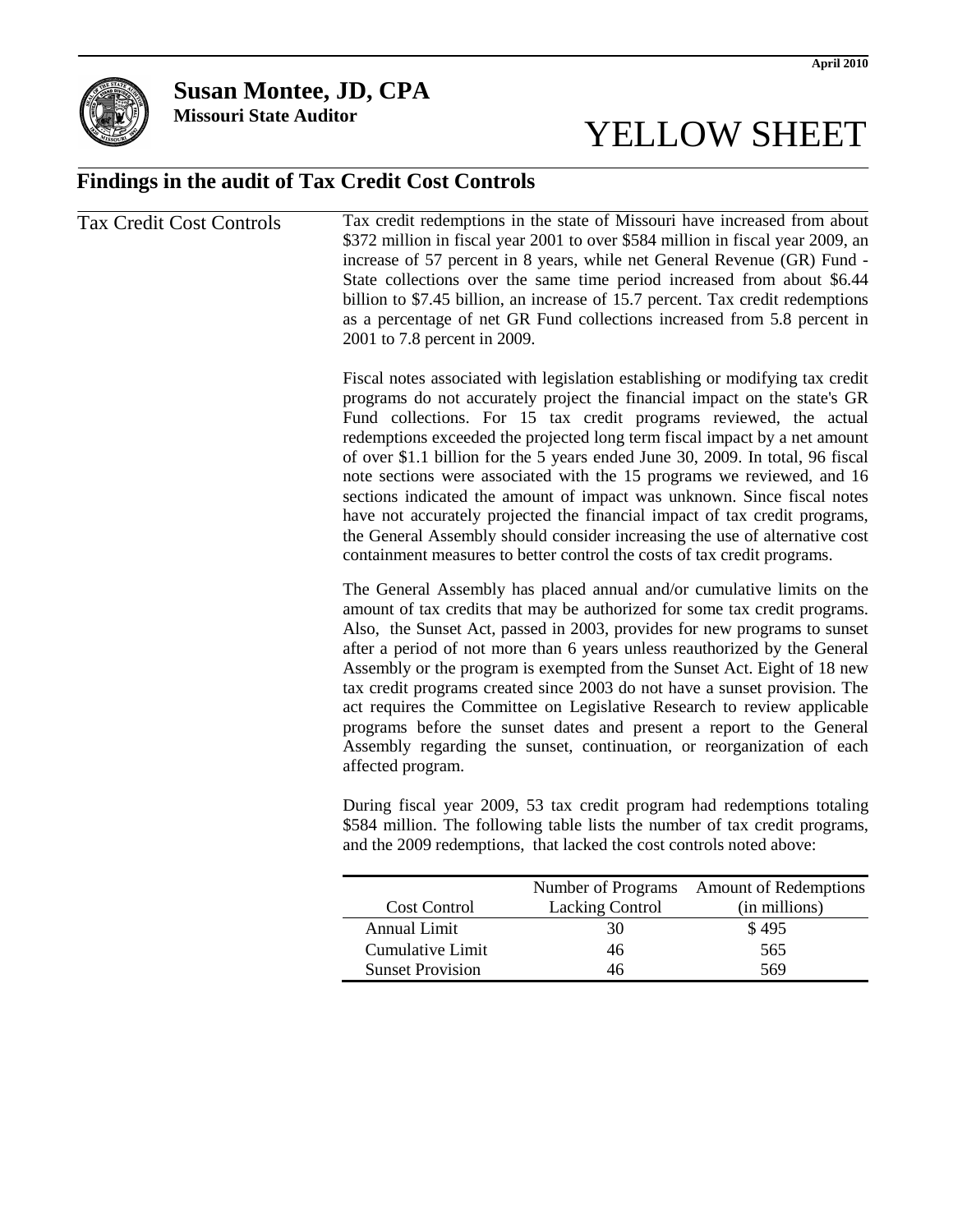April 2010

**Susan Montee, JD, CPA**
**Missouri State Auditor**

# YELLOW SHEET

## Findings in the audit of Tax Credit Cost Controls

### Tax Credit Cost Controls

Tax credit redemptions in the state of Missouri have increased from about $372 million in fiscal year 2001 to over $584 million in fiscal year 2009, an increase of 57 percent in 8 years, while net General Revenue (GR) Fund - State collections over the same time period increased from about $6.44 billion to $7.45 billion, an increase of 15.7 percent. Tax credit redemptions as a percentage of net GR Fund collections increased from 5.8 percent in 2001 to 7.8 percent in 2009.

Fiscal notes associated with legislation establishing or modifying tax credit programs do not accurately project the financial impact on the state's GR Fund collections. For 15 tax credit programs reviewed, the actual redemptions exceeded the projected long term fiscal impact by a net amount of over $1.1 billion for the 5 years ended June 30, 2009. In total, 96 fiscal note sections were associated with the 15 programs we reviewed, and 16 sections indicated the amount of impact was unknown. Since fiscal notes have not accurately projected the financial impact of tax credit programs, the General Assembly should consider increasing the use of alternative cost containment measures to better control the costs of tax credit programs.

The General Assembly has placed annual and/or cumulative limits on the amount of tax credits that may be authorized for some tax credit programs. Also, the Sunset Act, passed in 2003, provides for new programs to sunset after a period of not more than 6 years unless reauthorized by the General Assembly or the program is exempted from the Sunset Act. Eight of 18 new tax credit programs created since 2003 do not have a sunset provision. The act requires the Committee on Legislative Research to review applicable programs before the sunset dates and present a report to the General Assembly regarding the sunset, continuation, or reorganization of each affected program.

During fiscal year 2009, 53 tax credit program had redemptions totaling $584 million. The following table lists the number of tax credit programs, and the 2009 redemptions, that lacked the cost controls noted above:

| Cost Control | Number of Programs Lacking Control | Amount of Redemptions (in millions) |
|---|---|---|
| Annual Limit | 30 | $ 495 |
| Cumulative Limit | 46 | 565 |
| Sunset Provision | 46 | 569 |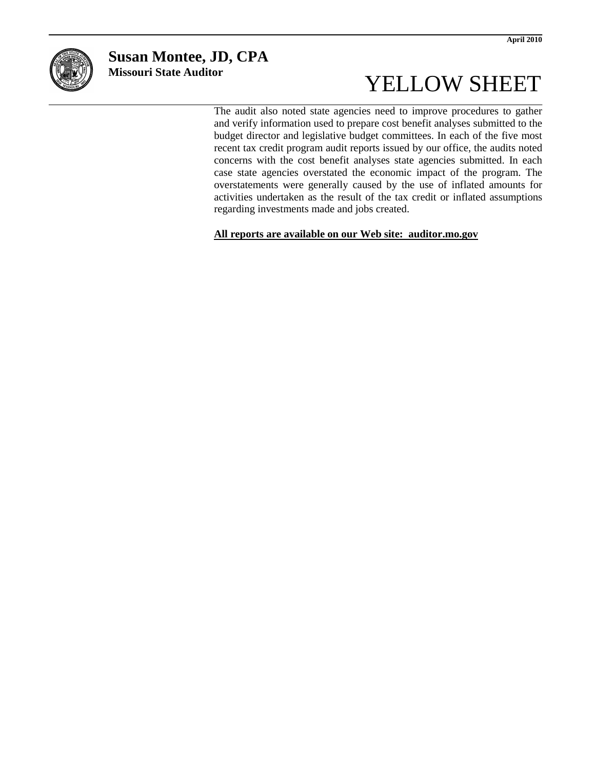The audit also noted state agencies need to improve procedures to gather and verify information used to prepare cost benefit analyses submitted to the budget director and legislative budget committees. In each of the five most recent tax credit program audit reports issued by our office, the audits noted concerns with the cost benefit analyses state agencies submitted. In each case state agencies overstated the economic impact of the program. The overstatements were generally caused by the use of inflated amounts for activities undertaken as the result of the tax credit or inflated assumptions regarding investments made and jobs created.

**All reports are available on our Web site: auditor.mo.gov**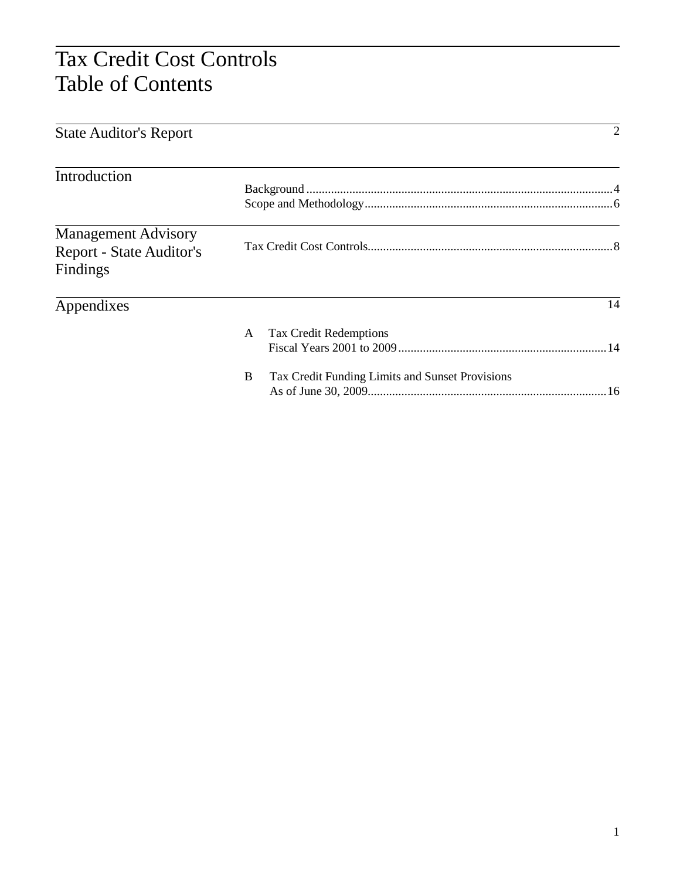# Tax Credit Cost Controls
# Table of Contents

| Section | Contents | Page |
| --- | --- | --- |
| State Auditor's Report | | 2 |
| Introduction | Background | 4 |
| | Scope and Methodology | 6 |
| Management Advisory Report - State Auditor's Findings | Tax Credit Cost Controls | 8 |
| Appendixes | | 14 |
| | A Tax Credit Redemptions Fiscal Years 2001 to 2009 | 14 |
| | B Tax Credit Funding Limits and Sunset Provisions As of June 30, 2009 | 16 |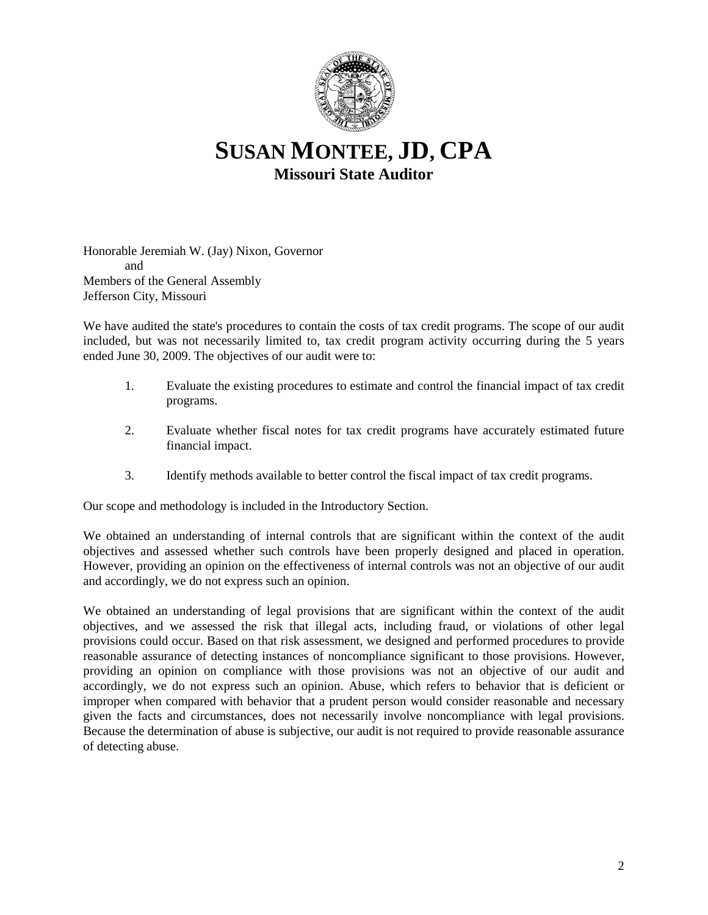# SUSAN MONTEE, JD, CPA

**Missouri State Auditor**

Honorable Jeremiah W. (Jay) Nixon, Governor
and
Members of the General Assembly
Jefferson City, Missouri

We have audited the state's procedures to contain the costs of tax credit programs. The scope of our audit included, but was not necessarily limited to, tax credit program activity occurring during the 5 years ended June 30, 2009. The objectives of our audit were to:

1. Evaluate the existing procedures to estimate and control the financial impact of tax credit programs.

2. Evaluate whether fiscal notes for tax credit programs have accurately estimated future financial impact.

3. Identify methods available to better control the fiscal impact of tax credit programs.

Our scope and methodology is included in the Introductory Section.

We obtained an understanding of internal controls that are significant within the context of the audit objectives and assessed whether such controls have been properly designed and placed in operation. However, providing an opinion on the effectiveness of internal controls was not an objective of our audit and accordingly, we do not express such an opinion.

We obtained an understanding of legal provisions that are significant within the context of the audit objectives, and we assessed the risk that illegal acts, including fraud, or violations of other legal provisions could occur. Based on that risk assessment, we designed and performed procedures to provide reasonable assurance of detecting instances of noncompliance significant to those provisions. However, providing an opinion on compliance with those provisions was not an objective of our audit and accordingly, we do not express such an opinion. Abuse, which refers to behavior that is deficient or improper when compared with behavior that a prudent person would consider reasonable and necessary given the facts and circumstances, does not necessarily involve noncompliance with legal provisions. Because the determination of abuse is subjective, our audit is not required to provide reasonable assurance of detecting abuse.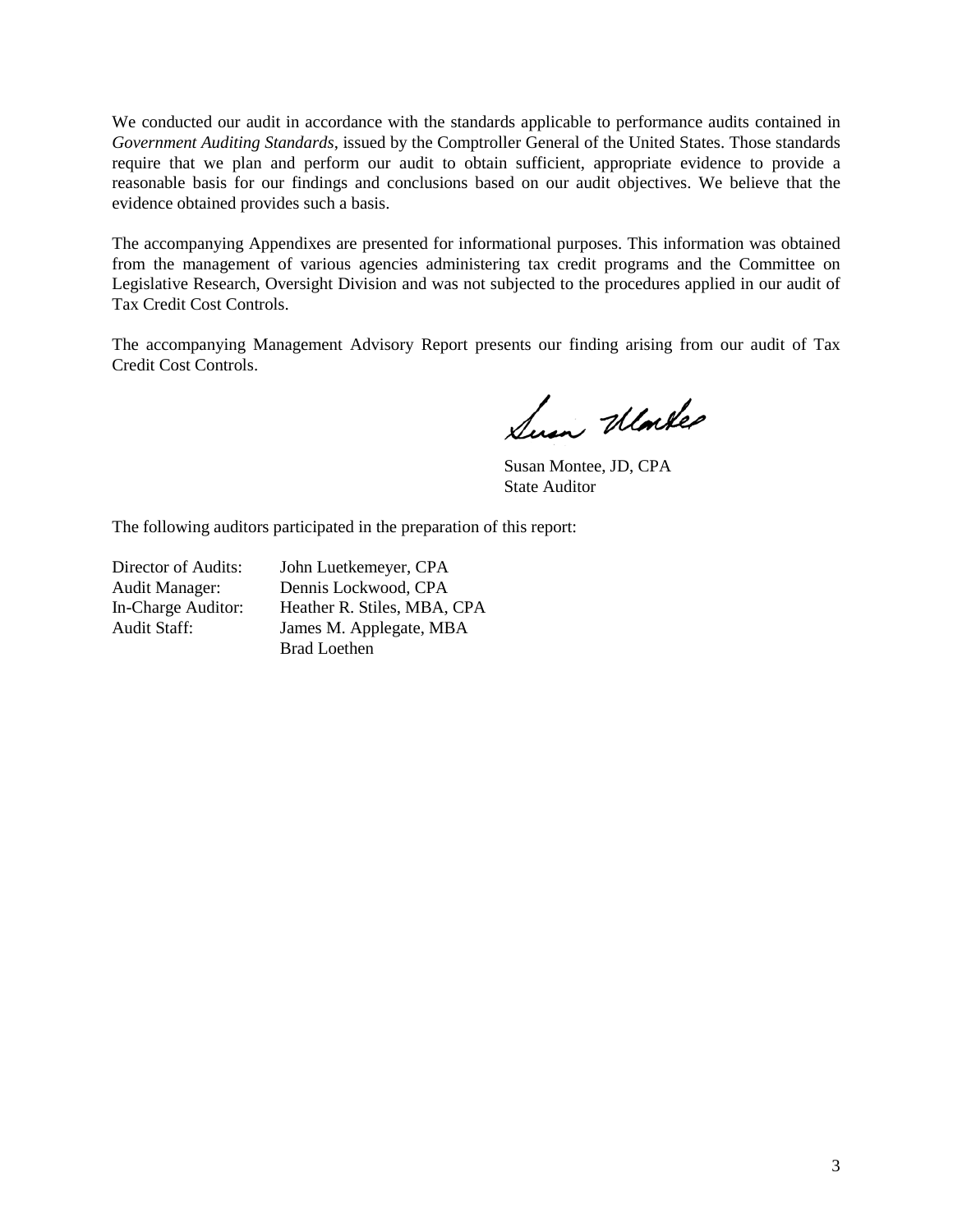We conducted our audit in accordance with the standards applicable to performance audits contained in *Government Auditing Standards*, issued by the Comptroller General of the United States. Those standards require that we plan and perform our audit to obtain sufficient, appropriate evidence to provide a reasonable basis for our findings and conclusions based on our audit objectives. We believe that the evidence obtained provides such a basis.

The accompanying Appendixes are presented for informational purposes. This information was obtained from the management of various agencies administering tax credit programs and the Committee on Legislative Research, Oversight Division and was not subjected to the procedures applied in our audit of Tax Credit Cost Controls.

The accompanying Management Advisory Report presents our finding arising from our audit of Tax Credit Cost Controls.

Susan Montee, JD, CPA
State Auditor

The following auditors participated in the preparation of this report:

| | |
|---|---|
| Director of Audits: | John Luetkemeyer, CPA |
| Audit Manager: | Dennis Lockwood, CPA |
| In-Charge Auditor: | Heather R. Stiles, MBA, CPA |
| Audit Staff: | James M. Applegate, MBA |
| | Brad Loethen |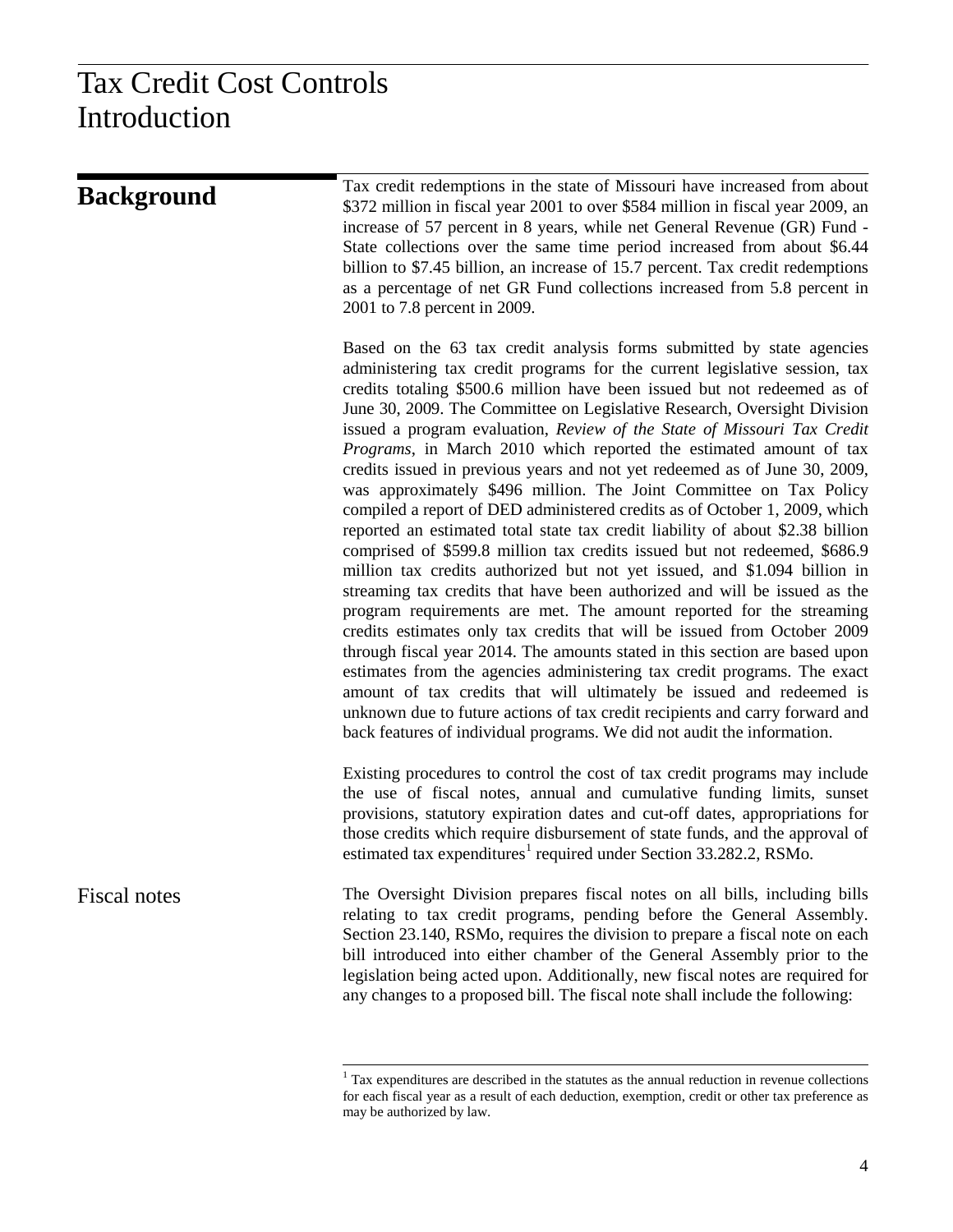# Tax Credit Cost Controls Introduction

## Background

Tax credit redemptions in the state of Missouri have increased from about \$372 million in fiscal year 2001 to over \$584 million in fiscal year 2009, an increase of 57 percent in 8 years, while net General Revenue (GR) Fund - State collections over the same time period increased from about \$6.44 billion to \$7.45 billion, an increase of 15.7 percent. Tax credit redemptions as a percentage of net GR Fund collections increased from 5.8 percent in 2001 to 7.8 percent in 2009.

Based on the 63 tax credit analysis forms submitted by state agencies administering tax credit programs for the current legislative session, tax credits totaling \$500.6 million have been issued but not redeemed as of June 30, 2009. The Committee on Legislative Research, Oversight Division issued a program evaluation, *Review of the State of Missouri Tax Credit Programs*, in March 2010 which reported the estimated amount of tax credits issued in previous years and not yet redeemed as of June 30, 2009, was approximately \$496 million. The Joint Committee on Tax Policy compiled a report of DED administered credits as of October 1, 2009, which reported an estimated total state tax credit liability of about \$2.38 billion comprised of \$599.8 million tax credits issued but not redeemed, \$686.9 million tax credits authorized but not yet issued, and \$1.094 billion in streaming tax credits that have been authorized and will be issued as the program requirements are met. The amount reported for the streaming credits estimates only tax credits that will be issued from October 2009 through fiscal year 2014. The amounts stated in this section are based upon estimates from the agencies administering tax credit programs. The exact amount of tax credits that will ultimately be issued and redeemed is unknown due to future actions of tax credit recipients and carry forward and back features of individual programs. We did not audit the information.

Existing procedures to control the cost of tax credit programs may include the use of fiscal notes, annual and cumulative funding limits, sunset provisions, statutory expiration dates and cut-off dates, appropriations for those credits which require disbursement of state funds, and the approval of estimated tax expenditures[1] required under Section 33.282.2, RSMo.

### Fiscal notes

The Oversight Division prepares fiscal notes on all bills, including bills relating to tax credit programs, pending before the General Assembly. Section 23.140, RSMo, requires the division to prepare a fiscal note on each bill introduced into either chamber of the General Assembly prior to the legislation being acted upon. Additionally, new fiscal notes are required for any changes to a proposed bill. The fiscal note shall include the following:

[1] Tax expenditures are described in the statutes as the annual reduction in revenue collections for each fiscal year as a result of each deduction, exemption, credit or other tax preference as may be authorized by law.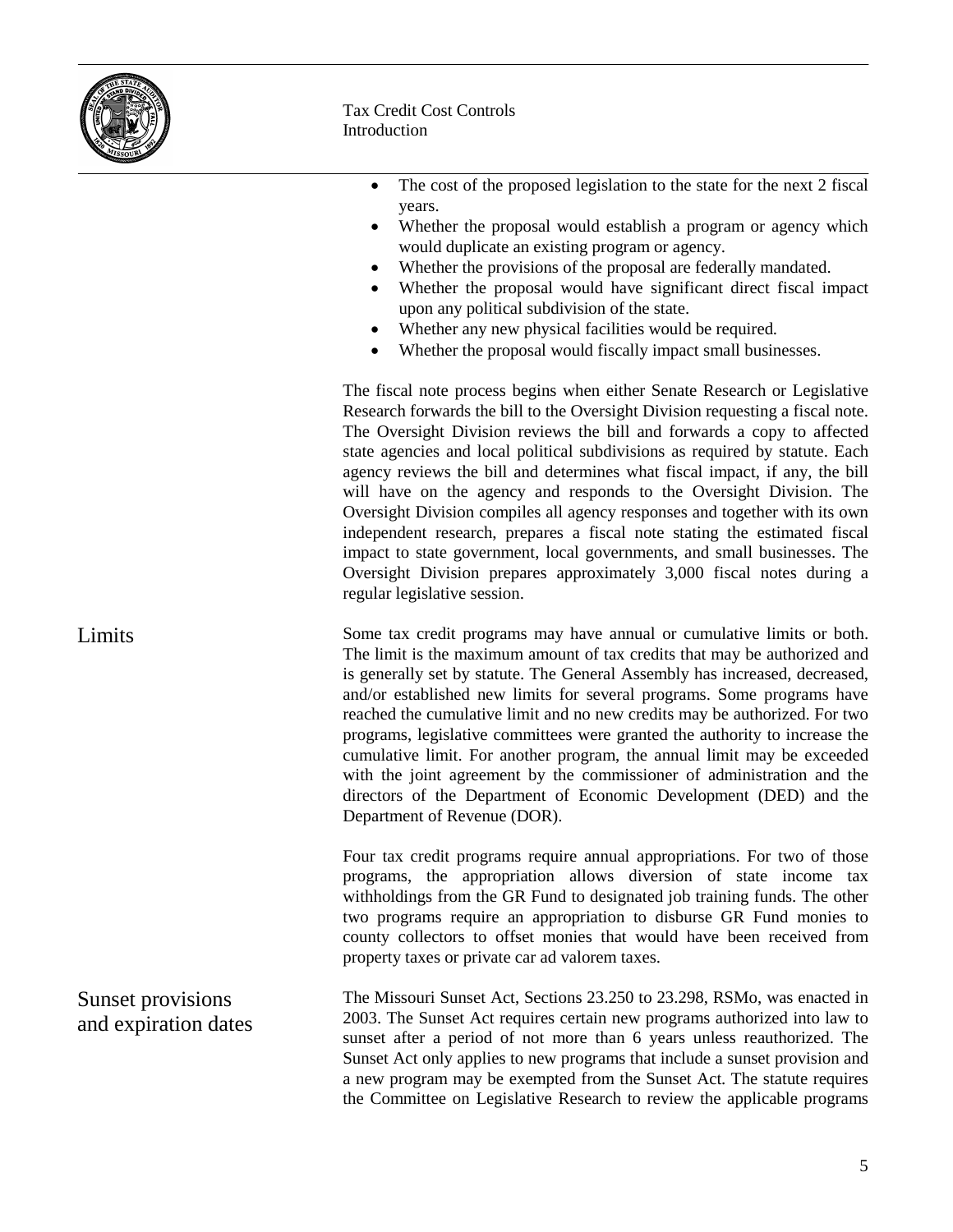- The cost of the proposed legislation to the state for the next 2 fiscal years.
- Whether the proposal would establish a program or agency which would duplicate an existing program or agency.
- Whether the provisions of the proposal are federally mandated.
- Whether the proposal would have significant direct fiscal impact upon any political subdivision of the state.
- Whether any new physical facilities would be required.
- Whether the proposal would fiscally impact small businesses.

The fiscal note process begins when either Senate Research or Legislative Research forwards the bill to the Oversight Division requesting a fiscal note. The Oversight Division reviews the bill and forwards a copy to affected state agencies and local political subdivisions as required by statute. Each agency reviews the bill and determines what fiscal impact, if any, the bill will have on the agency and responds to the Oversight Division. The Oversight Division compiles all agency responses and together with its own independent research, prepares a fiscal note stating the estimated fiscal impact to state government, local governments, and small businesses. The Oversight Division prepares approximately 3,000 fiscal notes during a regular legislative session.

## Limits

Some tax credit programs may have annual or cumulative limits or both. The limit is the maximum amount of tax credits that may be authorized and is generally set by statute. The General Assembly has increased, decreased, and/or established new limits for several programs. Some programs have reached the cumulative limit and no new credits may be authorized. For two programs, legislative committees were granted the authority to increase the cumulative limit. For another program, the annual limit may be exceeded with the joint agreement by the commissioner of administration and the directors of the Department of Economic Development (DED) and the Department of Revenue (DOR).

Four tax credit programs require annual appropriations. For two of those programs, the appropriation allows diversion of state income tax withholdings from the GR Fund to designated job training funds. The other two programs require an appropriation to disburse GR Fund monies to county collectors to offset monies that would have been received from property taxes or private car ad valorem taxes.

## Sunset provisions and expiration dates

The Missouri Sunset Act, Sections 23.250 to 23.298, RSMo, was enacted in 2003. The Sunset Act requires certain new programs authorized into law to sunset after a period of not more than 6 years unless reauthorized. The Sunset Act only applies to new programs that include a sunset provision and a new program may be exempted from the Sunset Act. The statute requires the Committee on Legislative Research to review the applicable programs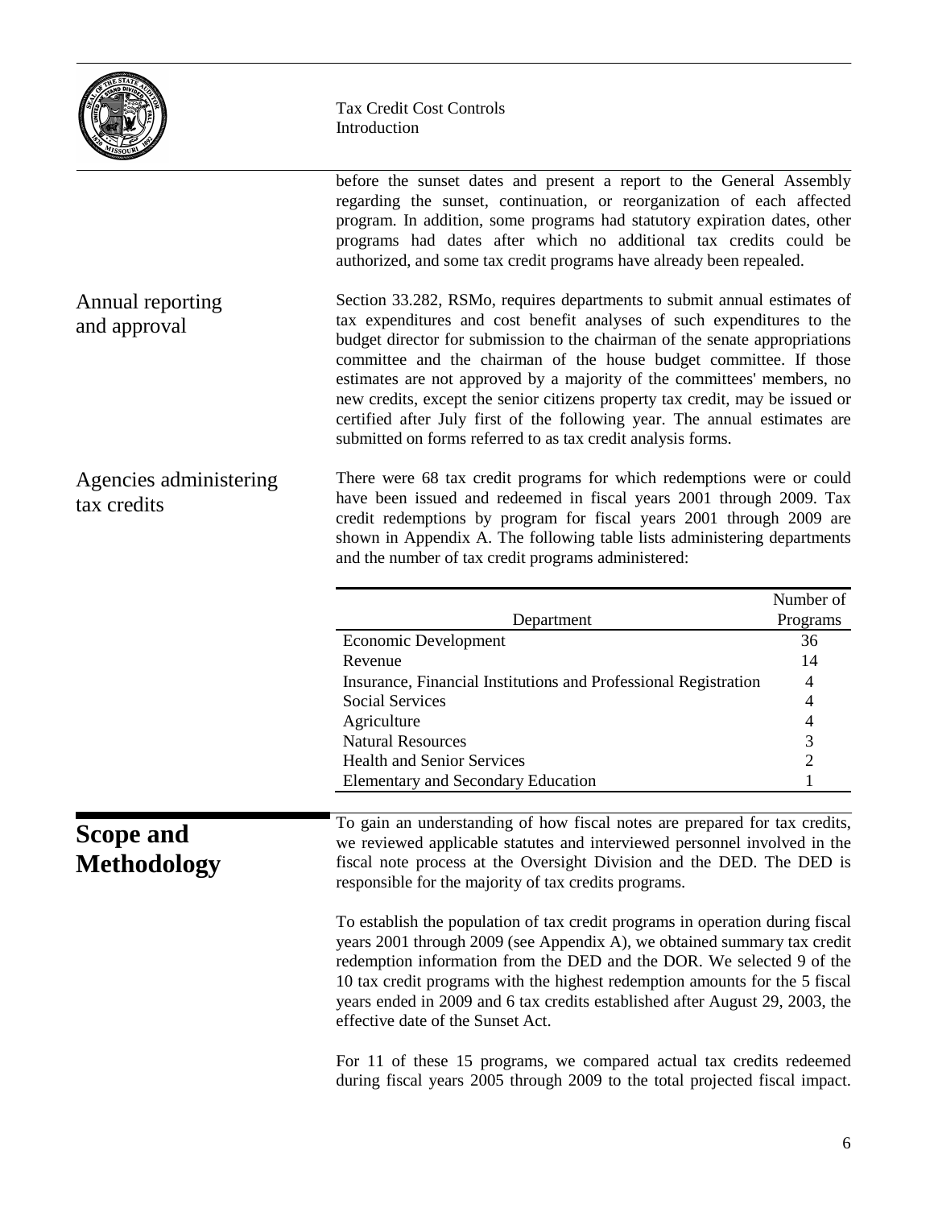before the sunset dates and present a report to the General Assembly regarding the sunset, continuation, or reorganization of each affected program. In addition, some programs had statutory expiration dates, other programs had dates after which no additional tax credits could be authorized, and some tax credit programs have already been repealed.

### Annual reporting and approval

Section 33.282, RSMo, requires departments to submit annual estimates of tax expenditures and cost benefit analyses of such expenditures to the budget director for submission to the chairman of the senate appropriations committee and the chairman of the house budget committee. If those estimates are not approved by a majority of the committees' members, no new credits, except the senior citizens property tax credit, may be issued or certified after July first of the following year. The annual estimates are submitted on forms referred to as tax credit analysis forms.

### Agencies administering tax credits

There were 68 tax credit programs for which redemptions were or could have been issued and redeemed in fiscal years 2001 through 2009. Tax credit redemptions by program for fiscal years 2001 through 2009 are shown in Appendix A. The following table lists administering departments and the number of tax credit programs administered:

| Department | Number of Programs |
|---|---|
| Economic Development | 36 |
| Revenue | 14 |
| Insurance, Financial Institutions and Professional Registration | 4 |
| Social Services | 4 |
| Agriculture | 4 |
| Natural Resources | 3 |
| Health and Senior Services | 2 |
| Elementary and Secondary Education | 1 |

## Scope and Methodology

To gain an understanding of how fiscal notes are prepared for tax credits, we reviewed applicable statutes and interviewed personnel involved in the fiscal note process at the Oversight Division and the DED. The DED is responsible for the majority of tax credits programs.

To establish the population of tax credit programs in operation during fiscal years 2001 through 2009 (see Appendix A), we obtained summary tax credit redemption information from the DED and the DOR. We selected 9 of the 10 tax credit programs with the highest redemption amounts for the 5 fiscal years ended in 2009 and 6 tax credits established after August 29, 2003, the effective date of the Sunset Act.

For 11 of these 15 programs, we compared actual tax credits redeemed during fiscal years 2005 through 2009 to the total projected fiscal impact.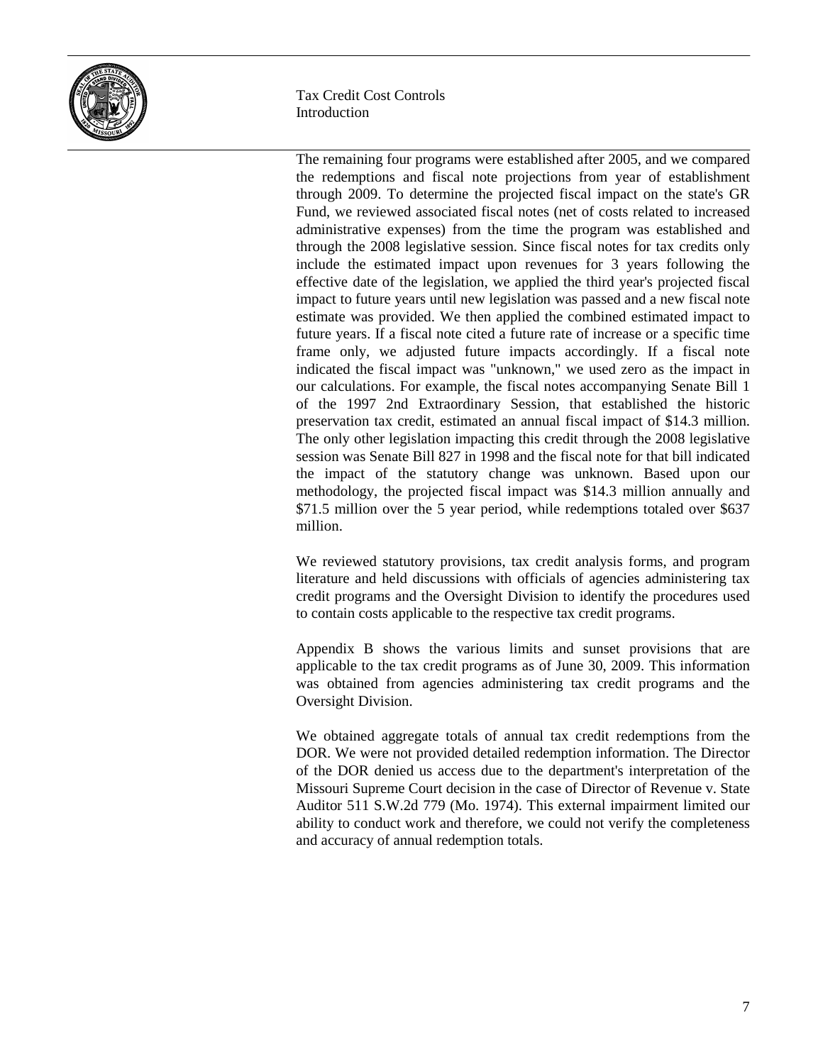The remaining four programs were established after 2005, and we compared the redemptions and fiscal note projections from year of establishment through 2009. To determine the projected fiscal impact on the state's GR Fund, we reviewed associated fiscal notes (net of costs related to increased administrative expenses) from the time the program was established and through the 2008 legislative session. Since fiscal notes for tax credits only include the estimated impact upon revenues for 3 years following the effective date of the legislation, we applied the third year's projected fiscal impact to future years until new legislation was passed and a new fiscal note estimate was provided. We then applied the combined estimated impact to future years. If a fiscal note cited a future rate of increase or a specific time frame only, we adjusted future impacts accordingly. If a fiscal note indicated the fiscal impact was "unknown," we used zero as the impact in our calculations. For example, the fiscal notes accompanying Senate Bill 1 of the 1997 2nd Extraordinary Session, that established the historic preservation tax credit, estimated an annual fiscal impact of $14.3 million. The only other legislation impacting this credit through the 2008 legislative session was Senate Bill 827 in 1998 and the fiscal note for that bill indicated the impact of the statutory change was unknown. Based upon our methodology, the projected fiscal impact was $14.3 million annually and $71.5 million over the 5 year period, while redemptions totaled over $637 million.

We reviewed statutory provisions, tax credit analysis forms, and program literature and held discussions with officials of agencies administering tax credit programs and the Oversight Division to identify the procedures used to contain costs applicable to the respective tax credit programs.

Appendix B shows the various limits and sunset provisions that are applicable to the tax credit programs as of June 30, 2009. This information was obtained from agencies administering tax credit programs and the Oversight Division.

We obtained aggregate totals of annual tax credit redemptions from the DOR. We were not provided detailed redemption information. The Director of the DOR denied us access due to the department's interpretation of the Missouri Supreme Court decision in the case of Director of Revenue v. State Auditor 511 S.W.2d 779 (Mo. 1974). This external impairment limited our ability to conduct work and therefore, we could not verify the completeness and accuracy of annual redemption totals.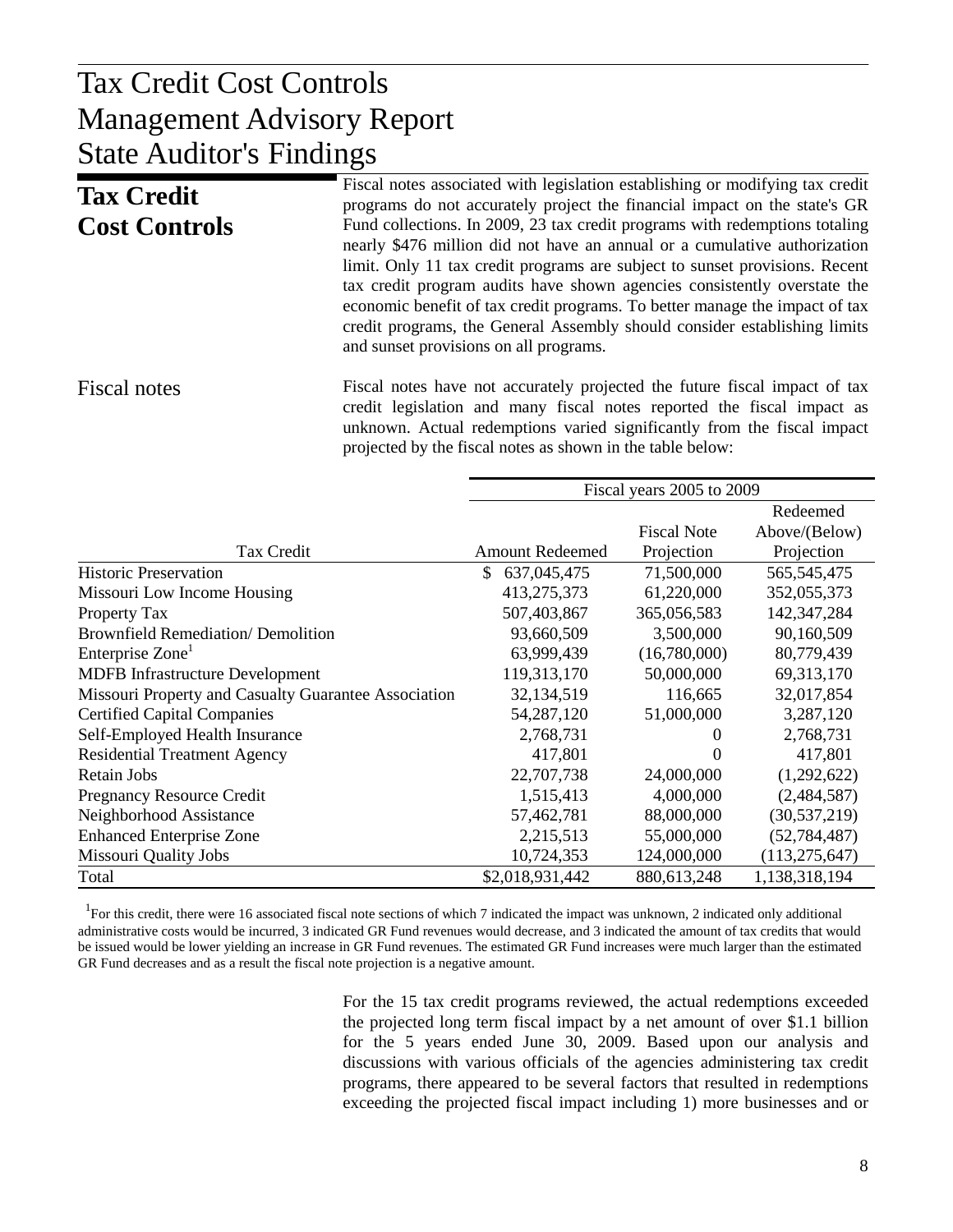# Tax Credit Cost Controls Management Advisory Report State Auditor's Findings

## Tax Credit Cost Controls

Fiscal notes associated with legislation establishing or modifying tax credit programs do not accurately project the financial impact on the state's GR Fund collections. In 2009, 23 tax credit programs with redemptions totaling nearly $476 million did not have an annual or a cumulative authorization limit. Only 11 tax credit programs are subject to sunset provisions. Recent tax credit program audits have shown agencies consistently overstate the economic benefit of tax credit programs. To better manage the impact of tax credit programs, the General Assembly should consider establishing limits and sunset provisions on all programs.

### Fiscal notes

Fiscal notes have not accurately projected the future fiscal impact of tax credit legislation and many fiscal notes reported the fiscal impact as unknown. Actual redemptions varied significantly from the fiscal impact projected by the fiscal notes as shown in the table below:

| | Fiscal years 2005 to 2009 | | |
|---|---|---|---|
| Tax Credit | Amount Redeemed | Fiscal Note Projection | Redeemed Above/(Below) Projection |
| Historic Preservation | $ 637,045,475 | 71,500,000 | 565,545,475 |
| Missouri Low Income Housing | 413,275,373 | 61,220,000 | 352,055,373 |
| Property Tax | 507,403,867 | 365,056,583 | 142,347,284 |
| Brownfield Remediation/ Demolition | 93,660,509 | 3,500,000 | 90,160,509 |
| Enterprise Zone[1] | 63,999,439 | (16,780,000) | 80,779,439 |
| MDFB Infrastructure Development | 119,313,170 | 50,000,000 | 69,313,170 |
| Missouri Property and Casualty Guarantee Association | 32,134,519 | 116,665 | 32,017,854 |
| Certified Capital Companies | 54,287,120 | 51,000,000 | 3,287,120 |
| Self-Employed Health Insurance | 2,768,731 | 0 | 2,768,731 |
| Residential Treatment Agency | 417,801 | 0 | 417,801 |
| Retain Jobs | 22,707,738 | 24,000,000 | (1,292,622) |
| Pregnancy Resource Credit | 1,515,413 | 4,000,000 | (2,484,587) |
| Neighborhood Assistance | 57,462,781 | 88,000,000 | (30,537,219) |
| Enhanced Enterprise Zone | 2,215,513 | 55,000,000 | (52,784,487) |
| Missouri Quality Jobs | 10,724,353 | 124,000,000 | (113,275,647) |
| Total | $2,018,931,442 | 880,613,248 | 1,138,318,194 |

[1]For this credit, there were 16 associated fiscal note sections of which 7 indicated the impact was unknown, 2 indicated only additional administrative costs would be incurred, 3 indicated GR Fund revenues would decrease, and 3 indicated the amount of tax credits that would be issued would be lower yielding an increase in GR Fund revenues. The estimated GR Fund increases were much larger than the estimated GR Fund decreases and as a result the fiscal note projection is a negative amount.

For the 15 tax credit programs reviewed, the actual redemptions exceeded the projected long term fiscal impact by a net amount of over $1.1 billion for the 5 years ended June 30, 2009. Based upon our analysis and discussions with various officials of the agencies administering tax credit programs, there appeared to be several factors that resulted in redemptions exceeding the projected fiscal impact including 1) more businesses and or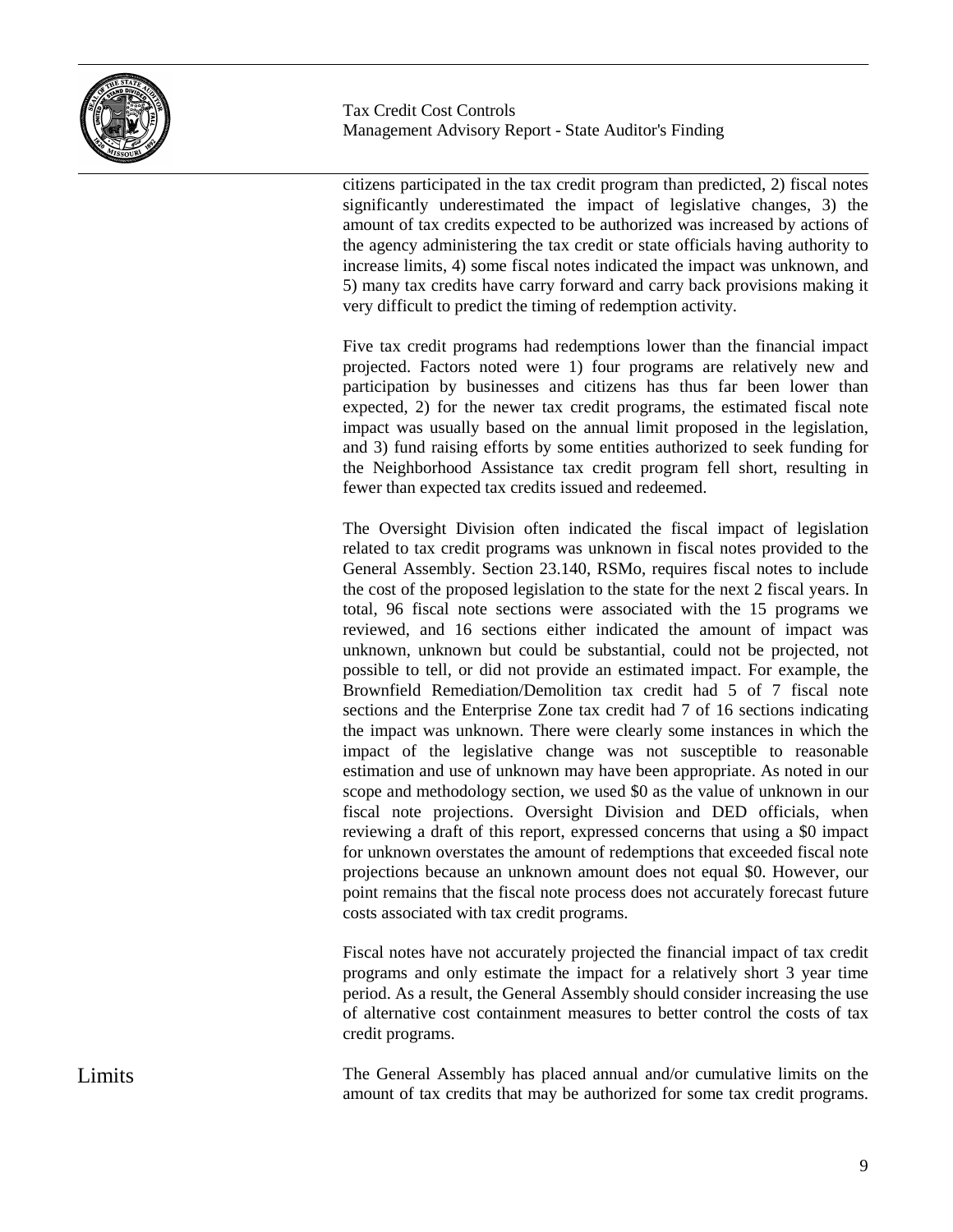citizens participated in the tax credit program than predicted, 2) fiscal notes significantly underestimated the impact of legislative changes, 3) the amount of tax credits expected to be authorized was increased by actions of the agency administering the tax credit or state officials having authority to increase limits, 4) some fiscal notes indicated the impact was unknown, and 5) many tax credits have carry forward and carry back provisions making it very difficult to predict the timing of redemption activity.

Five tax credit programs had redemptions lower than the financial impact projected. Factors noted were 1) four programs are relatively new and participation by businesses and citizens has thus far been lower than expected, 2) for the newer tax credit programs, the estimated fiscal note impact was usually based on the annual limit proposed in the legislation, and 3) fund raising efforts by some entities authorized to seek funding for the Neighborhood Assistance tax credit program fell short, resulting in fewer than expected tax credits issued and redeemed.

The Oversight Division often indicated the fiscal impact of legislation related to tax credit programs was unknown in fiscal notes provided to the General Assembly. Section 23.140, RSMo, requires fiscal notes to include the cost of the proposed legislation to the state for the next 2 fiscal years. In total, 96 fiscal note sections were associated with the 15 programs we reviewed, and 16 sections either indicated the amount of impact was unknown, unknown but could be substantial, could not be projected, not possible to tell, or did not provide an estimated impact. For example, the Brownfield Remediation/Demolition tax credit had 5 of 7 fiscal note sections and the Enterprise Zone tax credit had 7 of 16 sections indicating the impact was unknown. There were clearly some instances in which the impact of the legislative change was not susceptible to reasonable estimation and use of unknown may have been appropriate. As noted in our scope and methodology section, we used $0 as the value of unknown in our fiscal note projections. Oversight Division and DED officials, when reviewing a draft of this report, expressed concerns that using a $0 impact for unknown overstates the amount of redemptions that exceeded fiscal note projections because an unknown amount does not equal $0. However, our point remains that the fiscal note process does not accurately forecast future costs associated with tax credit programs.

Fiscal notes have not accurately projected the financial impact of tax credit programs and only estimate the impact for a relatively short 3 year time period. As a result, the General Assembly should consider increasing the use of alternative cost containment measures to better control the costs of tax credit programs.

## Limits

The General Assembly has placed annual and/or cumulative limits on the amount of tax credits that may be authorized for some tax credit programs.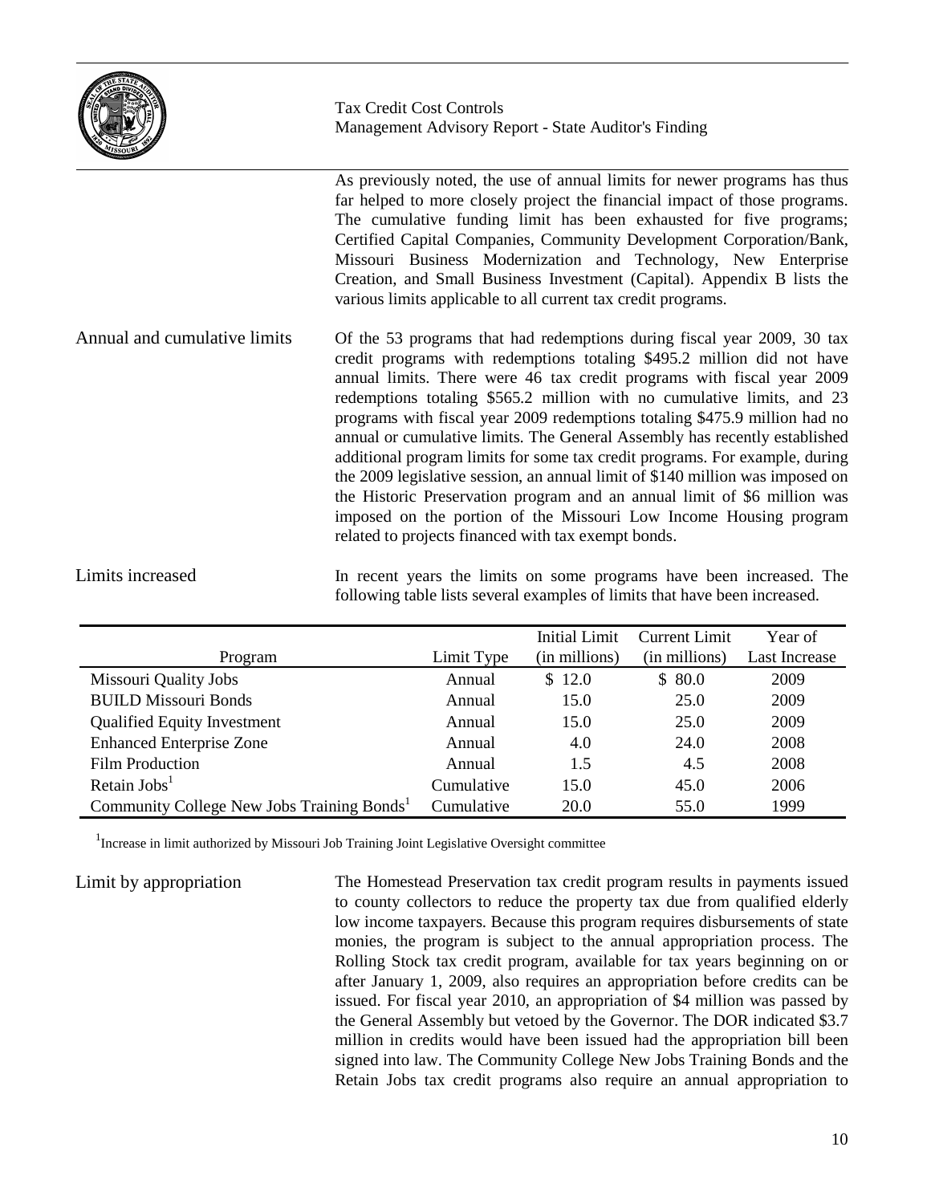As previously noted, the use of annual limits for newer programs has thus far helped to more closely project the financial impact of those programs. The cumulative funding limit has been exhausted for five programs; Certified Capital Companies, Community Development Corporation/Bank, Missouri Business Modernization and Technology, New Enterprise Creation, and Small Business Investment (Capital). Appendix B lists the various limits applicable to all current tax credit programs.

### Annual and cumulative limits

Of the 53 programs that had redemptions during fiscal year 2009, 30 tax credit programs with redemptions totaling $495.2 million did not have annual limits. There were 46 tax credit programs with fiscal year 2009 redemptions totaling $565.2 million with no cumulative limits, and 23 programs with fiscal year 2009 redemptions totaling $475.9 million had no annual or cumulative limits. The General Assembly has recently established additional program limits for some tax credit programs. For example, during the 2009 legislative session, an annual limit of $140 million was imposed on the Historic Preservation program and an annual limit of $6 million was imposed on the portion of the Missouri Low Income Housing program related to projects financed with tax exempt bonds.

### Limits increased

In recent years the limits on some programs have been increased. The following table lists several examples of limits that have been increased.

| Program | Limit Type | Initial Limit (in millions) | Current Limit (in millions) | Year of Last Increase |
|---|---|---|---|---|
| Missouri Quality Jobs | Annual | $ 12.0 | $ 80.0 | 2009 |
| BUILD Missouri Bonds | Annual | 15.0 | 25.0 | 2009 |
| Qualified Equity Investment | Annual | 15.0 | 25.0 | 2009 |
| Enhanced Enterprise Zone | Annual | 4.0 | 24.0 | 2008 |
| Film Production | Annual | 1.5 | 4.5 | 2008 |
| Retain Jobs[1] | Cumulative | 15.0 | 45.0 | 2006 |
| Community College New Jobs Training Bonds[1] | Cumulative | 20.0 | 55.0 | 1999 |

[1] Increase in limit authorized by Missouri Job Training Joint Legislative Oversight committee

### Limit by appropriation

The Homestead Preservation tax credit program results in payments issued to county collectors to reduce the property tax due from qualified elderly low income taxpayers. Because this program requires disbursements of state monies, the program is subject to the annual appropriation process. The Rolling Stock tax credit program, available for tax years beginning on or after January 1, 2009, also requires an appropriation before credits can be issued. For fiscal year 2010, an appropriation of $4 million was passed by the General Assembly but vetoed by the Governor. The DOR indicated $3.7 million in credits would have been issued had the appropriation bill been signed into law. The Community College New Jobs Training Bonds and the Retain Jobs tax credit programs also require an annual appropriation to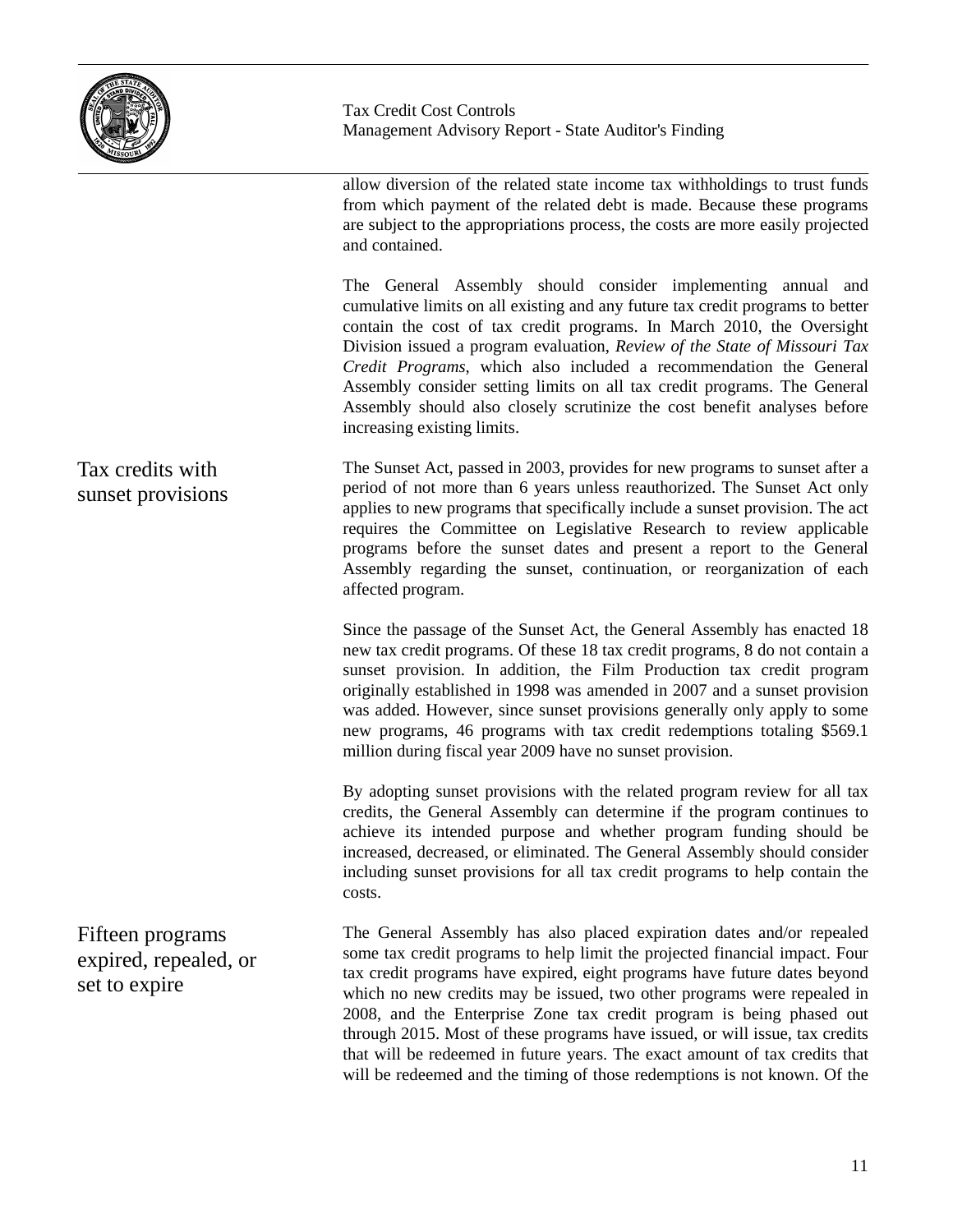allow diversion of the related state income tax withholdings to trust funds from which payment of the related debt is made. Because these programs are subject to the appropriations process, the costs are more easily projected and contained.

The General Assembly should consider implementing annual and cumulative limits on all existing and any future tax credit programs to better contain the cost of tax credit programs. In March 2010, the Oversight Division issued a program evaluation, *Review of the State of Missouri Tax Credit Programs*, which also included a recommendation the General Assembly consider setting limits on all tax credit programs. The General Assembly should also closely scrutinize the cost benefit analyses before increasing existing limits.

## Tax credits with sunset provisions

The Sunset Act, passed in 2003, provides for new programs to sunset after a period of not more than 6 years unless reauthorized. The Sunset Act only applies to new programs that specifically include a sunset provision. The act requires the Committee on Legislative Research to review applicable programs before the sunset dates and present a report to the General Assembly regarding the sunset, continuation, or reorganization of each affected program.

Since the passage of the Sunset Act, the General Assembly has enacted 18 new tax credit programs. Of these 18 tax credit programs, 8 do not contain a sunset provision. In addition, the Film Production tax credit program originally established in 1998 was amended in 2007 and a sunset provision was added. However, since sunset provisions generally only apply to some new programs, 46 programs with tax credit redemptions totaling $569.1 million during fiscal year 2009 have no sunset provision.

By adopting sunset provisions with the related program review for all tax credits, the General Assembly can determine if the program continues to achieve its intended purpose and whether program funding should be increased, decreased, or eliminated. The General Assembly should consider including sunset provisions for all tax credit programs to help contain the costs.

## Fifteen programs expired, repealed, or set to expire

The General Assembly has also placed expiration dates and/or repealed some tax credit programs to help limit the projected financial impact. Four tax credit programs have expired, eight programs have future dates beyond which no new credits may be issued, two other programs were repealed in 2008, and the Enterprise Zone tax credit program is being phased out through 2015. Most of these programs have issued, or will issue, tax credits that will be redeemed in future years. The exact amount of tax credits that will be redeemed and the timing of those redemptions is not known. Of the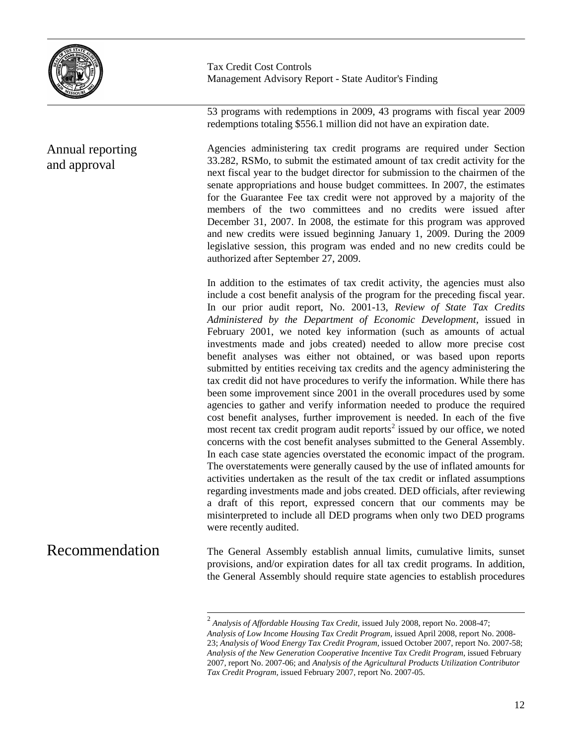53 programs with redemptions in 2009, 43 programs with fiscal year 2009 redemptions totaling $556.1 million did not have an expiration date.

## Annual reporting and approval

Agencies administering tax credit programs are required under Section 33.282, RSMo, to submit the estimated amount of tax credit activity for the next fiscal year to the budget director for submission to the chairmen of the senate appropriations and house budget committees. In 2007, the estimates for the Guarantee Fee tax credit were not approved by a majority of the members of the two committees and no credits were issued after December 31, 2007. In 2008, the estimate for this program was approved and new credits were issued beginning January 1, 2009. During the 2009 legislative session, this program was ended and no new credits could be authorized after September 27, 2009.

In addition to the estimates of tax credit activity, the agencies must also include a cost benefit analysis of the program for the preceding fiscal year. In our prior audit report, No. 2001-13, *Review of State Tax Credits Administered by the Department of Economic Development*, issued in February 2001, we noted key information (such as amounts of actual investments made and jobs created) needed to allow more precise cost benefit analyses was either not obtained, or was based upon reports submitted by entities receiving tax credits and the agency administering the tax credit did not have procedures to verify the information. While there has been some improvement since 2001 in the overall procedures used by some agencies to gather and verify information needed to produce the required cost benefit analyses, further improvement is needed. In each of the five most recent tax credit program audit reports[2] issued by our office, we noted concerns with the cost benefit analyses submitted to the General Assembly. In each case state agencies overstated the economic impact of the program. The overstatements were generally caused by the use of inflated amounts for activities undertaken as the result of the tax credit or inflated assumptions regarding investments made and jobs created. DED officials, after reviewing a draft of this report, expressed concern that our comments may be misinterpreted to include all DED programs when only two DED programs were recently audited.

# Recommendation

The General Assembly establish annual limits, cumulative limits, sunset provisions, and/or expiration dates for all tax credit programs. In addition, the General Assembly should require state agencies to establish procedures

---

[2] *Analysis of Affordable Housing Tax Credit*, issued July 2008, report No. 2008-47; *Analysis of Low Income Housing Tax Credit Program*, issued April 2008, report No. 2008-23; *Analysis of Wood Energy Tax Credit Program*, issued October 2007, report No. 2007-58; *Analysis of the New Generation Cooperative Incentive Tax Credit Program*, issued February 2007, report No. 2007-06; and *Analysis of the Agricultural Products Utilization Contributor Tax Credit Program*, issued February 2007, report No. 2007-05.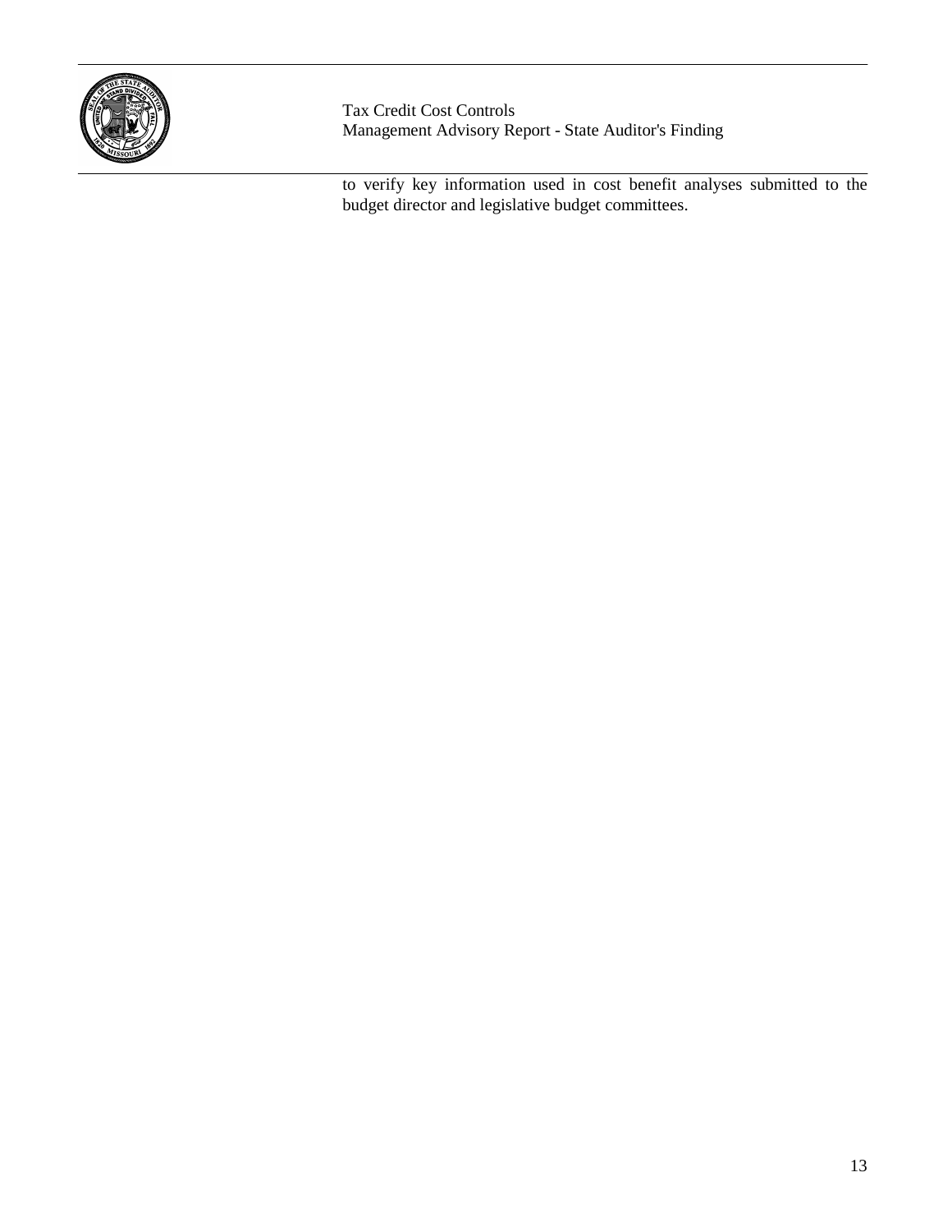to verify key information used in cost benefit analyses submitted to the budget director and legislative budget committees.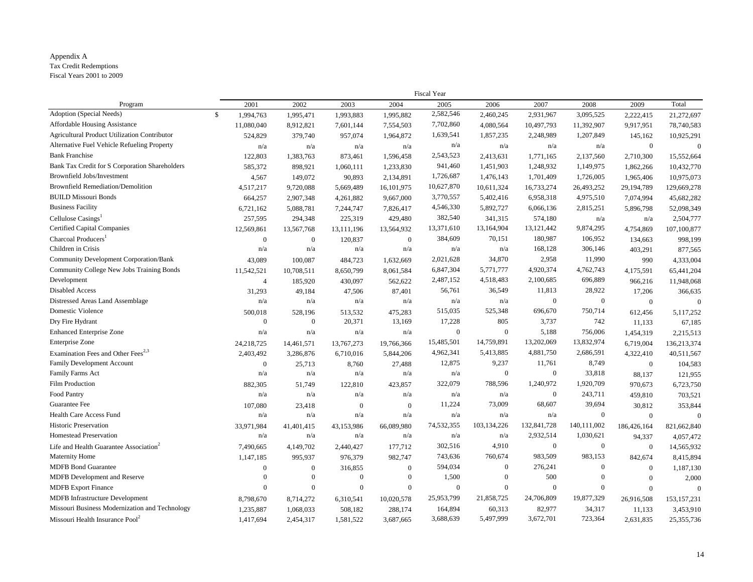Appendix A
Tax Credit Redemptions
Fiscal Years 2001 to 2009

| Program | Fiscal Year | | | | | | | | | |
|---|---|---|---|---|---|---|---|---|---|---|
| | 2001 | 2002 | 2003 | 2004 | 2005 | 2006 | 2007 | 2008 | 2009 | Total |
| Adoption (Special Needs) | $ 1,994,763 | 1,995,471 | 1,993,883 | 1,995,882 | 2,582,546 | 2,460,245 | 2,931,967 | 3,095,525 | 2,222,415 | 21,272,697 |
| Affordable Housing Assistance | 11,080,040 | 8,912,821 | 7,601,144 | 7,554,503 | 7,702,860 | 4,080,564 | 10,497,793 | 11,392,907 | 9,917,951 | 78,740,583 |
| Agricultural Product Utilization Contributor | 524,829 | 379,740 | 957,074 | 1,964,872 | 1,639,541 | 1,857,235 | 2,248,989 | 1,207,849 | 145,162 | 10,925,291 |
| Alternative Fuel Vehicle Refueling Property | n/a | n/a | n/a | n/a | n/a | n/a | n/a | n/a | 0 | 0 |
| Bank Franchise | 122,803 | 1,383,763 | 873,461 | 1,596,458 | 2,543,523 | 2,413,631 | 1,771,165 | 2,137,560 | 2,710,300 | 15,552,664 |
| Bank Tax Credit for S Corporation Shareholders | 585,372 | 898,921 | 1,060,111 | 1,233,830 | 941,460 | 1,451,903 | 1,248,932 | 1,149,975 | 1,862,266 | 10,432,770 |
| Brownfield Jobs/Investment | 4,567 | 149,072 | 90,893 | 2,134,891 | 1,726,687 | 1,476,143 | 1,701,409 | 1,726,005 | 1,965,406 | 10,975,073 |
| Brownfield Remediation/Demolition | 4,517,217 | 9,720,088 | 5,669,489 | 16,101,975 | 10,627,870 | 10,611,324 | 16,733,274 | 26,493,252 | 29,194,789 | 129,669,278 |
| BUILD Missouri Bonds | 664,257 | 2,907,348 | 4,261,882 | 9,667,000 | 3,770,557 | 5,402,416 | 6,958,318 | 4,975,510 | 7,074,994 | 45,682,282 |
| Business Facility | 6,721,162 | 5,088,781 | 7,244,747 | 7,826,417 | 4,546,330 | 5,892,727 | 6,066,136 | 2,815,251 | 5,896,798 | 52,098,349 |
| Cellulose Casings[1] | 257,595 | 294,348 | 225,319 | 429,480 | 382,540 | 341,315 | 574,180 | n/a | n/a | 2,504,777 |
| Certified Capital Companies | 12,569,861 | 13,567,768 | 13,111,196 | 13,564,932 | 13,371,610 | 13,164,904 | 13,121,442 | 9,874,295 | 4,754,869 | 107,100,877 |
| Charcoal Producers[1] | 0 | 0 | 120,837 | 0 | 384,609 | 70,151 | 180,987 | 106,952 | 134,663 | 998,199 |
| Children in Crisis | n/a | n/a | n/a | n/a | n/a | n/a | 168,128 | 306,146 | 403,291 | 877,565 |
| Community Development Corporation/Bank | 43,089 | 100,087 | 484,723 | 1,632,669 | 2,021,628 | 34,870 | 2,958 | 11,990 | 990 | 4,333,004 |
| Community College New Jobs Training Bonds | 11,542,521 | 10,708,511 | 8,650,799 | 8,061,584 | 6,847,304 | 5,771,777 | 4,920,374 | 4,762,743 | 4,175,591 | 65,441,204 |
| Development | 4 | 185,920 | 430,097 | 562,622 | 2,487,152 | 4,518,483 | 2,100,685 | 696,889 | 966,216 | 11,948,068 |
| Disabled Access | 31,293 | 49,184 | 47,506 | 87,401 | 56,761 | 36,549 | 11,813 | 28,922 | 17,206 | 366,635 |
| Distressed Areas Land Assemblage | n/a | n/a | n/a | n/a | n/a | n/a | 0 | 0 | 0 | 0 |
| Domestic Violence | 500,018 | 528,196 | 513,532 | 475,283 | 515,035 | 525,348 | 696,670 | 750,714 | 612,456 | 5,117,252 |
| Dry Fire Hydrant | 0 | 0 | 20,371 | 13,169 | 17,228 | 805 | 3,737 | 742 | 11,133 | 67,185 |
| Enhanced Enterprise Zone | n/a | n/a | n/a | n/a | 0 | 0 | 5,188 | 756,006 | 1,454,319 | 2,215,513 |
| Enterprise Zone | 24,218,725 | 14,461,571 | 13,767,273 | 19,766,366 | 15,485,501 | 14,759,891 | 13,202,069 | 13,832,974 | 6,719,004 | 136,213,374 |
| Examination Fees and Other Fees[2,3] | 2,403,492 | 3,286,876 | 6,710,016 | 5,844,206 | 4,962,341 | 5,413,885 | 4,881,750 | 2,686,591 | 4,322,410 | 40,511,567 |
| Family Development Account | 0 | 25,713 | 8,760 | 27,488 | 12,875 | 9,237 | 11,761 | 8,749 | 0 | 104,583 |
| Family Farms Act | n/a | n/a | n/a | n/a | n/a | 0 | 0 | 33,818 | 88,137 | 121,955 |
| Film Production | 882,305 | 51,749 | 122,810 | 423,857 | 322,079 | 788,596 | 1,240,972 | 1,920,709 | 970,673 | 6,723,750 |
| Food Pantry | n/a | n/a | n/a | n/a | n/a | n/a | 0 | 243,711 | 459,810 | 703,521 |
| Guarantee Fee | 107,080 | 23,418 | 0 | 0 | 11,224 | 73,009 | 68,607 | 39,694 | 30,812 | 353,844 |
| Health Care Access Fund | n/a | n/a | n/a | n/a | n/a | n/a | n/a | 0 | 0 | 0 |
| Historic Preservation | 33,971,984 | 41,401,415 | 43,153,986 | 66,089,980 | 74,532,355 | 103,134,226 | 132,841,728 | 140,111,002 | 186,426,164 | 821,662,840 |
| Homestead Preservation | n/a | n/a | n/a | n/a | n/a | n/a | 2,932,514 | 1,030,621 | 94,337 | 4,057,472 |
| Life and Health Guarantee Association[2] | 7,490,665 | 4,149,702 | 2,440,427 | 177,712 | 302,516 | 4,910 | 0 | 0 | 0 | 14,565,932 |
| Maternity Home | 1,147,185 | 995,937 | 976,379 | 982,747 | 743,636 | 760,674 | 983,509 | 983,153 | 842,674 | 8,415,894 |
| MDFB Bond Guarantee | 0 | 0 | 316,855 | 0 | 594,034 | 0 | 276,241 | 0 | 0 | 1,187,130 |
| MDFB Development and Reserve | 0 | 0 | 0 | 0 | 1,500 | 0 | 500 | 0 | 0 | 2,000 |
| MDFB Export Finance | 0 | 0 | 0 | 0 | 0 | 0 | 0 | 0 | 0 | 0 |
| MDFB Infrastructure Development | 8,798,670 | 8,714,272 | 6,310,541 | 10,020,578 | 25,953,799 | 21,858,725 | 24,706,809 | 19,877,329 | 26,916,508 | 153,157,231 |
| Missouri Business Modernization and Technology | 1,235,887 | 1,068,033 | 508,182 | 288,174 | 164,894 | 60,313 | 82,977 | 34,317 | 11,133 | 3,453,910 |
| Missouri Health Insurance Pool[2] | 1,417,694 | 2,454,317 | 1,581,522 | 3,687,665 | 3,688,639 | 5,497,999 | 3,672,701 | 723,364 | 2,631,835 | 25,355,736 |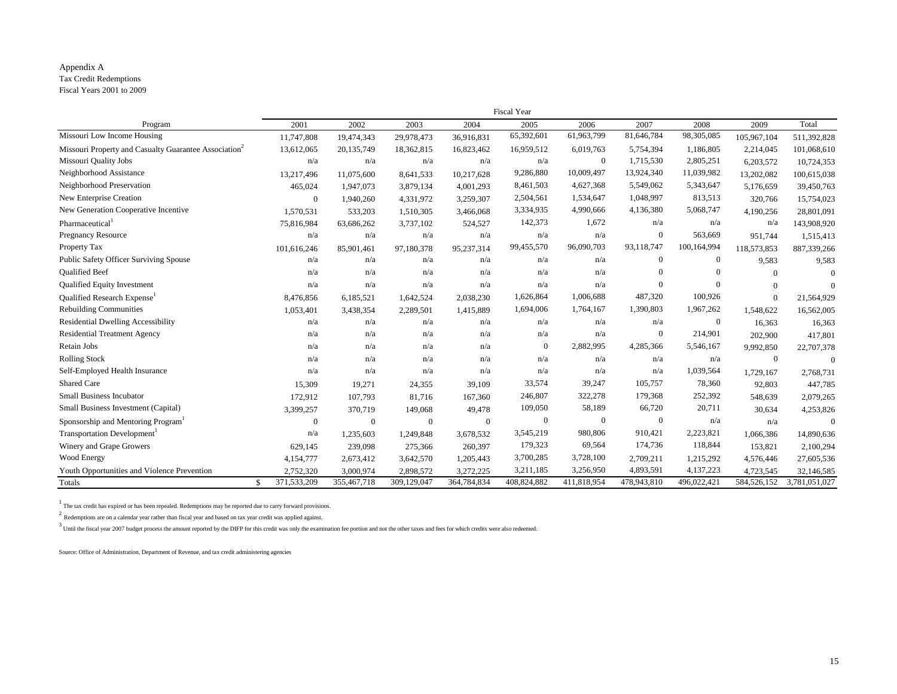Appendix A
Tax Credit Redemptions
Fiscal Years 2001 to 2009

| Program | Fiscal Year | | | | | | | | | |
|---|---|---|---|---|---|---|---|---|---|---|
| | 2001 | 2002 | 2003 | 2004 | 2005 | 2006 | 2007 | 2008 | 2009 | Total |
| Missouri Low Income Housing | 11,747,808 | 19,474,343 | 29,978,473 | 36,916,831 | 65,392,601 | 61,963,799 | 81,646,784 | 98,305,085 | 105,967,104 | 511,392,828 |
| Missouri Property and Casualty Guarantee Association[2] | 13,612,065 | 20,135,749 | 18,362,815 | 16,823,462 | 16,959,512 | 6,019,763 | 5,754,394 | 1,186,805 | 2,214,045 | 101,068,610 |
| Missouri Quality Jobs | n/a | n/a | n/a | n/a | n/a | 0 | 1,715,530 | 2,805,251 | 6,203,572 | 10,724,353 |
| Neighborhood Assistance | 13,217,496 | 11,075,600 | 8,641,533 | 10,217,628 | 9,286,880 | 10,009,497 | 13,924,340 | 11,039,982 | 13,202,082 | 100,615,038 |
| Neighborhood Preservation | 465,024 | 1,947,073 | 3,879,134 | 4,001,293 | 8,461,503 | 4,627,368 | 5,549,062 | 5,343,647 | 5,176,659 | 39,450,763 |
| New Enterprise Creation | 0 | 1,940,260 | 4,331,972 | 3,259,307 | 2,504,561 | 1,534,647 | 1,048,997 | 813,513 | 320,766 | 15,754,023 |
| New Generation Cooperative Incentive | 1,570,531 | 533,203 | 1,510,305 | 3,466,068 | 3,334,935 | 4,990,666 | 4,136,380 | 5,068,747 | 4,190,256 | 28,801,091 |
| Pharmaceutical[1] | 75,816,984 | 63,686,262 | 3,737,102 | 524,527 | 142,373 | 1,672 | n/a | n/a | n/a | 143,908,920 |
| Pregnancy Resource | n/a | n/a | n/a | n/a | n/a | n/a | 0 | 563,669 | 951,744 | 1,515,413 |
| Property Tax | 101,616,246 | 85,901,461 | 97,180,378 | 95,237,314 | 99,455,570 | 96,090,703 | 93,118,747 | 100,164,994 | 118,573,853 | 887,339,266 |
| Public Safety Officer Surviving Spouse | n/a | n/a | n/a | n/a | n/a | n/a | 0 | 0 | 9,583 | 9,583 |
| Qualified Beef | n/a | n/a | n/a | n/a | n/a | n/a | 0 | 0 | 0 | 0 |
| Qualified Equity Investment | n/a | n/a | n/a | n/a | n/a | n/a | 0 | 0 | 0 | 0 |
| Qualified Research Expense[1] | 8,476,856 | 6,185,521 | 1,642,524 | 2,038,230 | 1,626,864 | 1,006,688 | 487,320 | 100,926 | 0 | 21,564,929 |
| Rebuilding Communities | 1,053,401 | 3,438,354 | 2,289,501 | 1,415,889 | 1,694,006 | 1,764,167 | 1,390,803 | 1,967,262 | 1,548,622 | 16,562,005 |
| Residential Dwelling Accessibility | n/a | n/a | n/a | n/a | n/a | n/a | n/a | 0 | 16,363 | 16,363 |
| Residential Treatment Agency | n/a | n/a | n/a | n/a | n/a | n/a | 0 | 214,901 | 202,900 | 417,801 |
| Retain Jobs | n/a | n/a | n/a | n/a | 0 | 2,882,995 | 4,285,366 | 5,546,167 | 9,992,850 | 22,707,378 |
| Rolling Stock | n/a | n/a | n/a | n/a | n/a | n/a | n/a | n/a | 0 | 0 |
| Self-Employed Health Insurance | n/a | n/a | n/a | n/a | n/a | n/a | n/a | 1,039,564 | 1,729,167 | 2,768,731 |
| Shared Care | 15,309 | 19,271 | 24,355 | 39,109 | 33,574 | 39,247 | 105,757 | 78,360 | 92,803 | 447,785 |
| Small Business Incubator | 172,912 | 107,793 | 81,716 | 167,360 | 246,807 | 322,278 | 179,368 | 252,392 | 548,639 | 2,079,265 |
| Small Business Investment (Capital) | 3,399,257 | 370,719 | 149,068 | 49,478 | 109,050 | 58,189 | 66,720 | 20,711 | 30,634 | 4,253,826 |
| Sponsorship and Mentoring Program[1] | 0 | 0 | 0 | 0 | 0 | 0 | 0 | n/a | n/a | 0 |
| Transportation Development[1] | n/a | 1,235,603 | 1,249,848 | 3,678,532 | 3,545,219 | 980,806 | 910,421 | 2,223,821 | 1,066,386 | 14,890,636 |
| Winery and Grape Growers | 629,145 | 239,098 | 275,366 | 260,397 | 179,323 | 69,564 | 174,736 | 118,844 | 153,821 | 2,100,294 |
| Wood Energy | 4,154,777 | 2,673,412 | 3,642,570 | 1,205,443 | 3,700,285 | 3,728,100 | 2,709,211 | 1,215,292 | 4,576,446 | 27,605,536 |
| Youth Opportunities and Violence Prevention | 2,752,320 | 3,000,974 | 2,898,572 | 3,272,225 | 3,211,185 | 3,256,950 | 4,893,591 | 4,137,223 | 4,723,545 | 32,146,585 |
| Totals | $ 371,533,209 | 355,467,718 | 309,129,047 | 364,784,834 | 408,824,882 | 411,818,954 | 478,943,810 | 496,022,421 | 584,526,152 | 3,781,051,027 |

[1] The tax credit has expired or has been repealed. Redemptions may be reported due to carry forward provisions.

[2] Redemptions are on a calendar year rather than fiscal year and based on tax year credit was applied against.

[3] Until the fiscal year 2007 budget process the amount reported by the DIFP for this credit was only the examination fee portion and not the other taxes and fees for which credits were also redeemed.

Source: Office of Administration, Department of Revenue, and tax credit administering agencies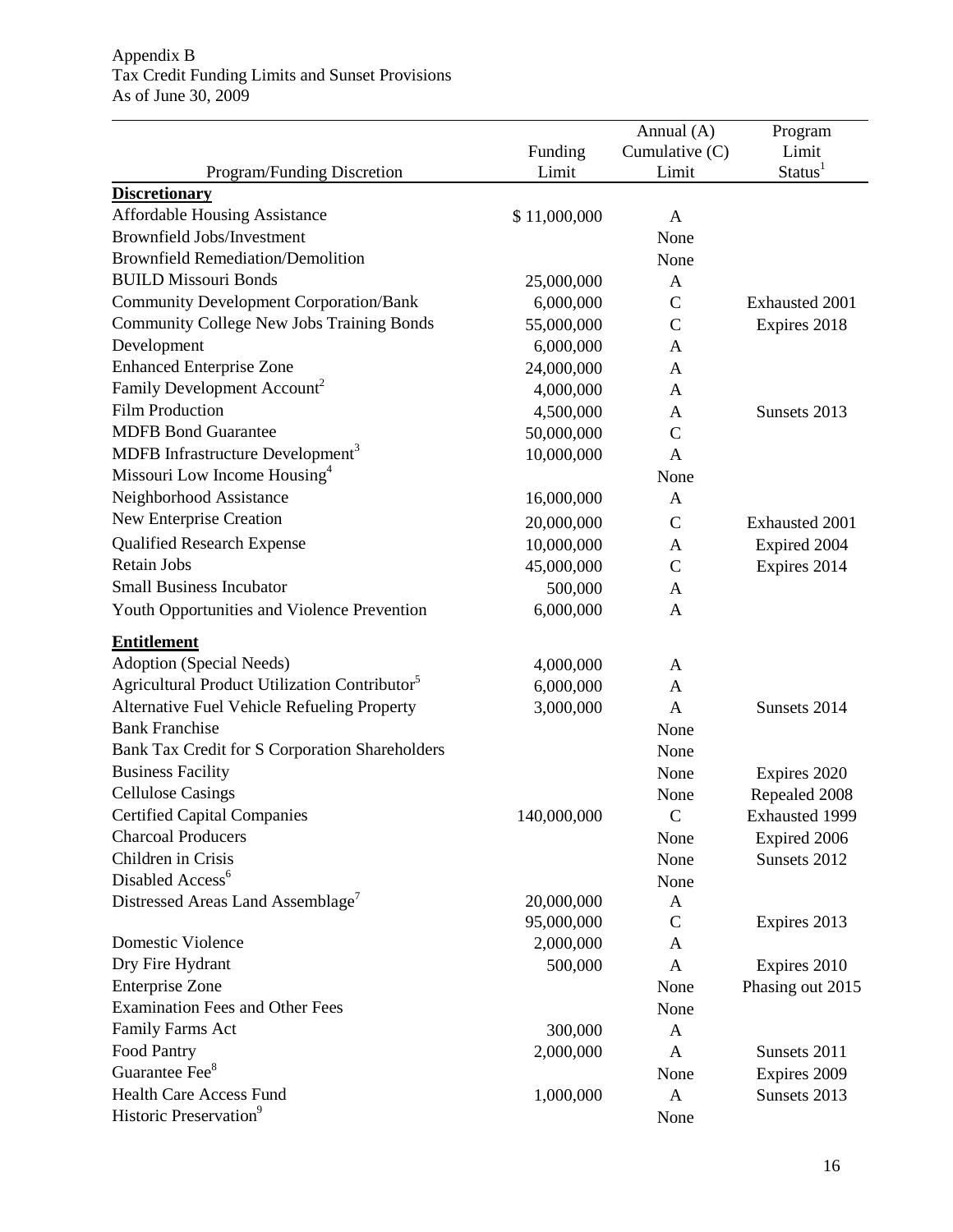Appendix B
Tax Credit Funding Limits and Sunset Provisions
As of June 30, 2009

| Program/Funding Discretion | Funding Limit | Annual (A) Cumulative (C) Limit | Program Limit Status[1] |
|---|---|---|---|
| **Discretionary** | | | |
| Affordable Housing Assistance | $ 11,000,000 | A | |
| Brownfield Jobs/Investment | | None | |
| Brownfield Remediation/Demolition | | None | |
| BUILD Missouri Bonds | 25,000,000 | A | |
| Community Development Corporation/Bank | 6,000,000 | C | Exhausted 2001 |
| Community College New Jobs Training Bonds | 55,000,000 | C | Expires 2018 |
| Development | 6,000,000 | A | |
| Enhanced Enterprise Zone | 24,000,000 | A | |
| Family Development Account[2] | 4,000,000 | A | |
| Film Production | 4,500,000 | A | Sunsets 2013 |
| MDFB Bond Guarantee | 50,000,000 | C | |
| MDFB Infrastructure Development[3] | 10,000,000 | A | |
| Missouri Low Income Housing[4] | | None | |
| Neighborhood Assistance | 16,000,000 | A | |
| New Enterprise Creation | 20,000,000 | C | Exhausted 2001 |
| Qualified Research Expense | 10,000,000 | A | Expired 2004 |
| Retain Jobs | 45,000,000 | C | Expires 2014 |
| Small Business Incubator | 500,000 | A | |
| Youth Opportunities and Violence Prevention | 6,000,000 | A | |
| **Entitlement** | | | |
| Adoption (Special Needs) | 4,000,000 | A | |
| Agricultural Product Utilization Contributor[5] | 6,000,000 | A | |
| Alternative Fuel Vehicle Refueling Property | 3,000,000 | A | Sunsets 2014 |
| Bank Franchise | | None | |
| Bank Tax Credit for S Corporation Shareholders | | None | |
| Business Facility | | None | Expires 2020 |
| Cellulose Casings | | None | Repealed 2008 |
| Certified Capital Companies | 140,000,000 | C | Exhausted 1999 |
| Charcoal Producers | | None | Expired 2006 |
| Children in Crisis | | None | Sunsets 2012 |
| Disabled Access[6] | | None | |
| Distressed Areas Land Assemblage[7] | 20,000,000 | A | |
| | 95,000,000 | C | Expires 2013 |
| Domestic Violence | 2,000,000 | A | |
| Dry Fire Hydrant | 500,000 | A | Expires 2010 |
| Enterprise Zone | | None | Phasing out 2015 |
| Examination Fees and Other Fees | | None | |
| Family Farms Act | 300,000 | A | |
| Food Pantry | 2,000,000 | A | Sunsets 2011 |
| Guarantee Fee[8] | | None | Expires 2009 |
| Health Care Access Fund | 1,000,000 | A | Sunsets 2013 |
| Historic Preservation[9] | | None | |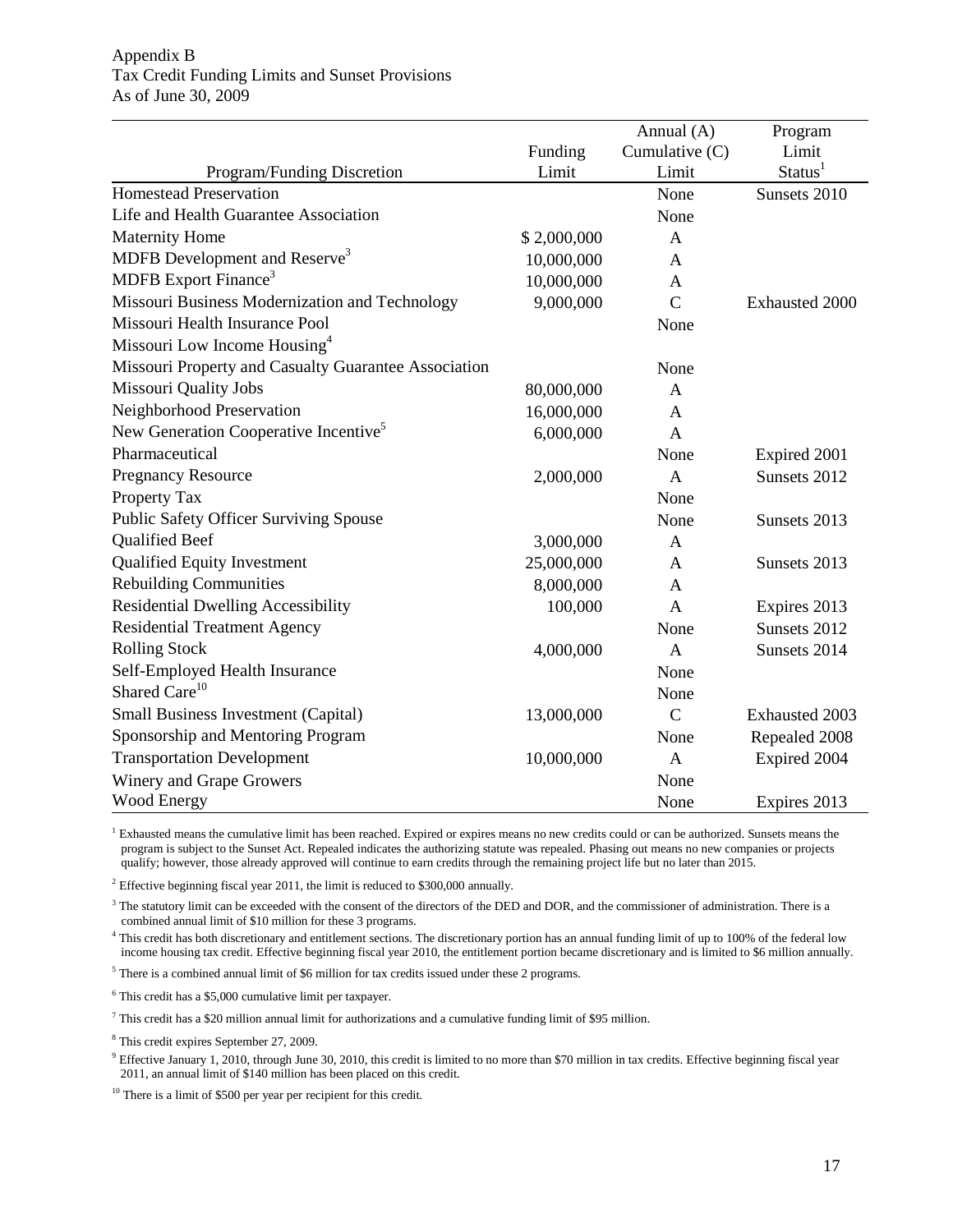Appendix B
Tax Credit Funding Limits and Sunset Provisions
As of June 30, 2009

| Program/Funding Discretion | Funding Limit | Annual (A) Cumulative (C) Limit | Program Limit Status[1] |
|---|---|---|---|
| Homestead Preservation | | None | Sunsets 2010 |
| Life and Health Guarantee Association | | None | |
| Maternity Home | $ 2,000,000 | A | |
| MDFB Development and Reserve[3] | 10,000,000 | A | |
| MDFB Export Finance[3] | 10,000,000 | A | |
| Missouri Business Modernization and Technology | 9,000,000 | C | Exhausted 2000 |
| Missouri Health Insurance Pool | | None | |
| Missouri Low Income Housing[4] | | | |
| Missouri Property and Casualty Guarantee Association | | None | |
| Missouri Quality Jobs | 80,000,000 | A | |
| Neighborhood Preservation | 16,000,000 | A | |
| New Generation Cooperative Incentive[5] | 6,000,000 | A | |
| Pharmaceutical | | None | Expired 2001 |
| Pregnancy Resource | 2,000,000 | A | Sunsets 2012 |
| Property Tax | | None | |
| Public Safety Officer Surviving Spouse | | None | Sunsets 2013 |
| Qualified Beef | 3,000,000 | A | |
| Qualified Equity Investment | 25,000,000 | A | Sunsets 2013 |
| Rebuilding Communities | 8,000,000 | A | |
| Residential Dwelling Accessibility | 100,000 | A | Expires 2013 |
| Residential Treatment Agency | | None | Sunsets 2012 |
| Rolling Stock | 4,000,000 | A | Sunsets 2014 |
| Self-Employed Health Insurance | | None | |
| Shared Care[10] | | None | |
| Small Business Investment (Capital) | 13,000,000 | C | Exhausted 2003 |
| Sponsorship and Mentoring Program | | None | Repealed 2008 |
| Transportation Development | 10,000,000 | A | Expired 2004 |
| Winery and Grape Growers | | None | |
| Wood Energy | | None | Expires 2013 |

[1] Exhausted means the cumulative limit has been reached. Expired or expires means no new credits could or can be authorized. Sunsets means the program is subject to the Sunset Act. Repealed indicates the authorizing statute was repealed. Phasing out means no new companies or projects qualify; however, those already approved will continue to earn credits through the remaining project life but no later than 2015.

[2] Effective beginning fiscal year 2011, the limit is reduced to $300,000 annually.

[3] The statutory limit can be exceeded with the consent of the directors of the DED and DOR, and the commissioner of administration. There is a combined annual limit of $10 million for these 3 programs.

[4] This credit has both discretionary and entitlement sections. The discretionary portion has an annual funding limit of up to 100% of the federal low income housing tax credit. Effective beginning fiscal year 2010, the entitlement portion became discretionary and is limited to $6 million annually.

[5] There is a combined annual limit of $6 million for tax credits issued under these 2 programs.

[6] This credit has a $5,000 cumulative limit per taxpayer.

[7] This credit has a $20 million annual limit for authorizations and a cumulative funding limit of $95 million.

[8] This credit expires September 27, 2009.

[9] Effective January 1, 2010, through June 30, 2010, this credit is limited to no more than $70 million in tax credits. Effective beginning fiscal year 2011, an annual limit of $140 million has been placed on this credit.

[10] There is a limit of $500 per year per recipient for this credit.